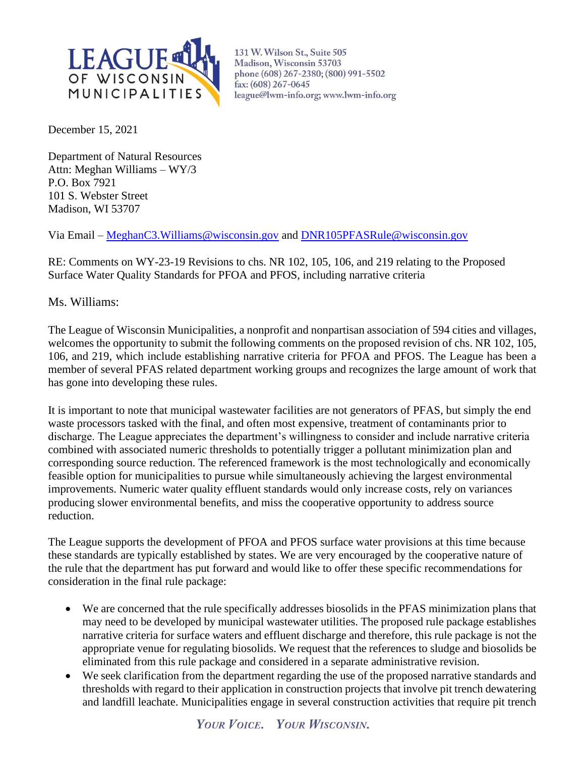**LEAGUE OF WISCONSIN MUNICIPALITIES**

131 W. Wilson St., Suite 505
Madison, Wisconsin 53703
phone (608) 267-2380; (800) 991-5502
fax: (608) 267-0645
league@lwm-info.org; www.lwm-info.org

December 15, 2021

Department of Natural Resources
Attn: Meghan Williams – WY/3
P.O. Box 7921
101 S. Webster Street
Madison, WI 53707

Via Email – MeghanC3.Williams@wisconsin.gov and DNR105PFASRule@wisconsin.gov

RE: Comments on WY-23-19 Revisions to chs. NR 102, 105, 106, and 219 relating to the Proposed Surface Water Quality Standards for PFOA and PFOS, including narrative criteria

Ms. Williams:

The League of Wisconsin Municipalities, a nonprofit and nonpartisan association of 594 cities and villages, welcomes the opportunity to submit the following comments on the proposed revision of chs. NR 102, 105, 106, and 219, which include establishing narrative criteria for PFOA and PFOS. The League has been a member of several PFAS related department working groups and recognizes the large amount of work that has gone into developing these rules.

It is important to note that municipal wastewater facilities are not generators of PFAS, but simply the end waste processors tasked with the final, and often most expensive, treatment of contaminants prior to discharge. The League appreciates the department's willingness to consider and include narrative criteria combined with associated numeric thresholds to potentially trigger a pollutant minimization plan and corresponding source reduction. The referenced framework is the most technologically and economically feasible option for municipalities to pursue while simultaneously achieving the largest environmental improvements. Numeric water quality effluent standards would only increase costs, rely on variances producing slower environmental benefits, and miss the cooperative opportunity to address source reduction.

The League supports the development of PFOA and PFOS surface water provisions at this time because these standards are typically established by states. We are very encouraged by the cooperative nature of the rule that the department has put forward and would like to offer these specific recommendations for consideration in the final rule package:

- We are concerned that the rule specifically addresses biosolids in the PFAS minimization plans that may need to be developed by municipal wastewater utilities. The proposed rule package establishes narrative criteria for surface waters and effluent discharge and therefore, this rule package is not the appropriate venue for regulating biosolids. We request that the references to sludge and biosolids be eliminated from this rule package and considered in a separate administrative revision.
- We seek clarification from the department regarding the use of the proposed narrative standards and thresholds with regard to their application in construction projects that involve pit trench dewatering and landfill leachate. Municipalities engage in several construction activities that require pit trench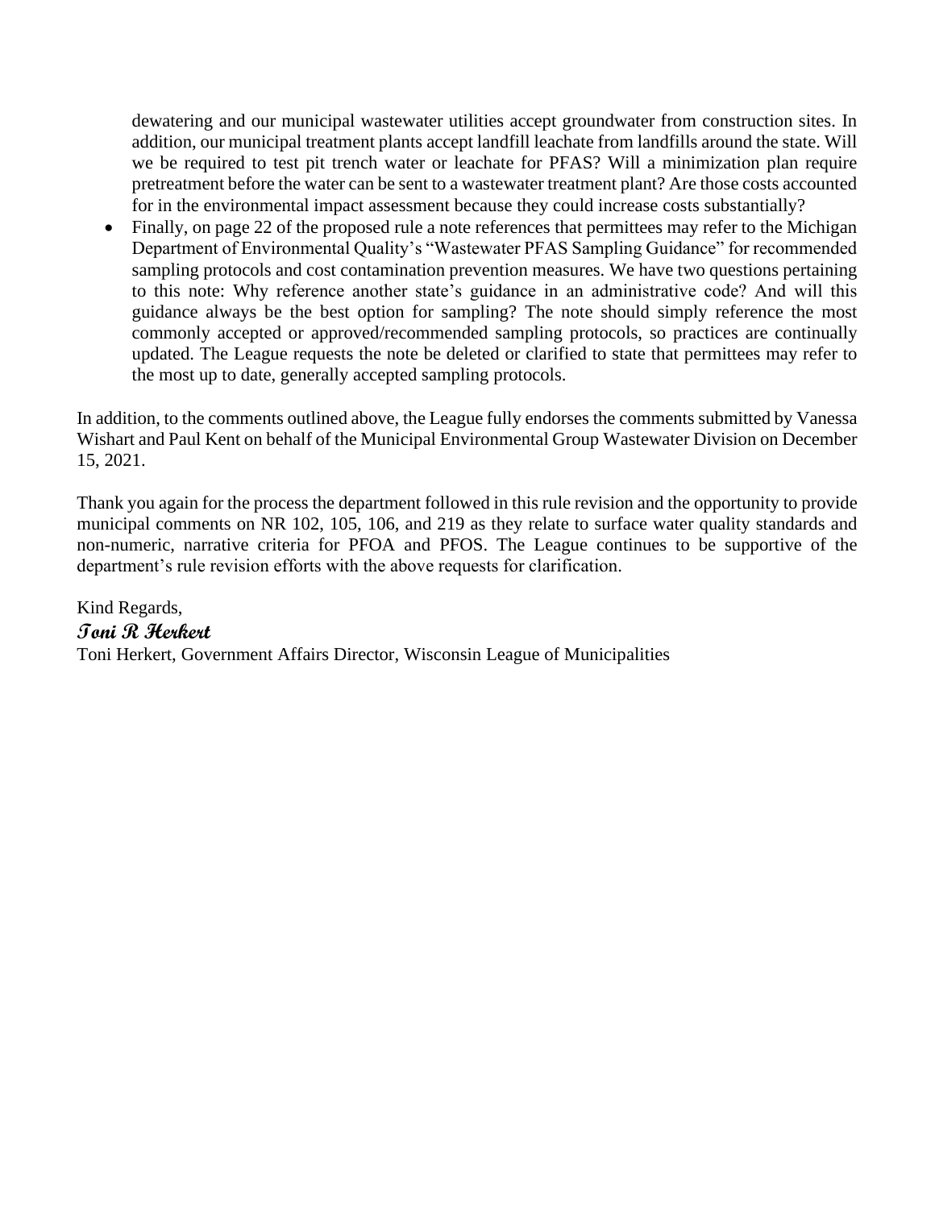dewatering and our municipal wastewater utilities accept groundwater from construction sites. In addition, our municipal treatment plants accept landfill leachate from landfills around the state. Will we be required to test pit trench water or leachate for PFAS? Will a minimization plan require pretreatment before the water can be sent to a wastewater treatment plant? Are those costs accounted for in the environmental impact assessment because they could increase costs substantially?

- Finally, on page 22 of the proposed rule a note references that permittees may refer to the Michigan Department of Environmental Quality's "Wastewater PFAS Sampling Guidance" for recommended sampling protocols and cost contamination prevention measures. We have two questions pertaining to this note: Why reference another state's guidance in an administrative code? And will this guidance always be the best option for sampling? The note should simply reference the most commonly accepted or approved/recommended sampling protocols, so practices are continually updated. The League requests the note be deleted or clarified to state that permittees may refer to the most up to date, generally accepted sampling protocols.

In addition, to the comments outlined above, the League fully endorses the comments submitted by Vanessa Wishart and Paul Kent on behalf of the Municipal Environmental Group Wastewater Division on December 15, 2021.

Thank you again for the process the department followed in this rule revision and the opportunity to provide municipal comments on NR 102, 105, 106, and 219 as they relate to surface water quality standards and non-numeric, narrative criteria for PFOA and PFOS. The League continues to be supportive of the department's rule revision efforts with the above requests for clarification.

Kind Regards,

**Toni R Herkert**

Toni Herkert, Government Affairs Director, Wisconsin League of Municipalities